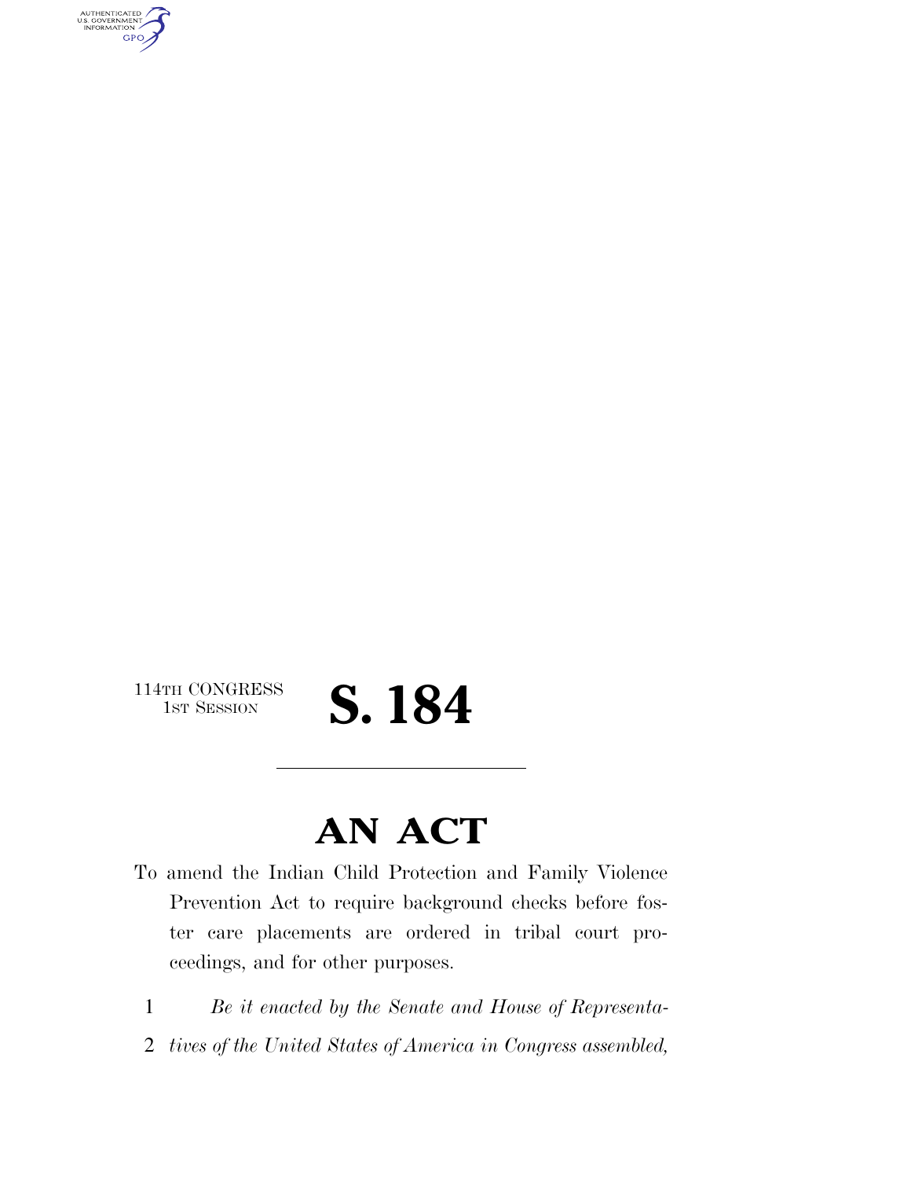114TH CONGRESS
1ST SESSION

# S. 184

---

# AN ACT

To amend the Indian Child Protection and Family Violence Prevention Act to require background checks before foster care placements are ordered in tribal court proceedings, and for other purposes.

1 *Be it enacted by the Senate and House of Representa-*
2 *tives of the United States of America in Congress assembled,*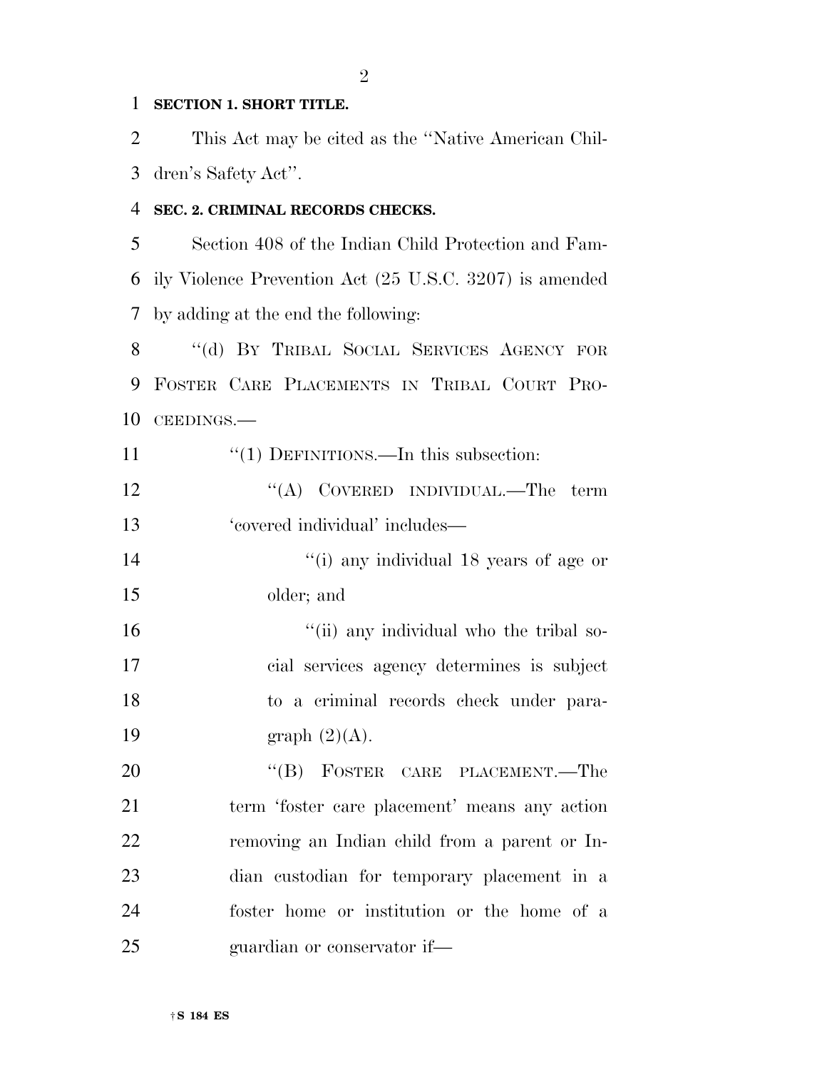**SECTION 1. SHORT TITLE.**

This Act may be cited as the ''Native American Children's Safety Act''.

**SEC. 2. CRIMINAL RECORDS CHECKS.**

Section 408 of the Indian Child Protection and Family Violence Prevention Act (25 U.S.C. 3207) is amended by adding at the end the following:

''(d) BY TRIBAL SOCIAL SERVICES AGENCY FOR FOSTER CARE PLACEMENTS IN TRIBAL COURT PROCEEDINGS.—

''(1) DEFINITIONS.—In this subsection:

''(A) COVERED INDIVIDUAL.—The term 'covered individual' includes—

''(i) any individual 18 years of age or older; and

''(ii) any individual who the tribal social services agency determines is subject to a criminal records check under paragraph (2)(A).

''(B) FOSTER CARE PLACEMENT.—The term 'foster care placement' means any action removing an Indian child from a parent or Indian custodian for temporary placement in a foster home or institution or the home of a guardian or conservator if—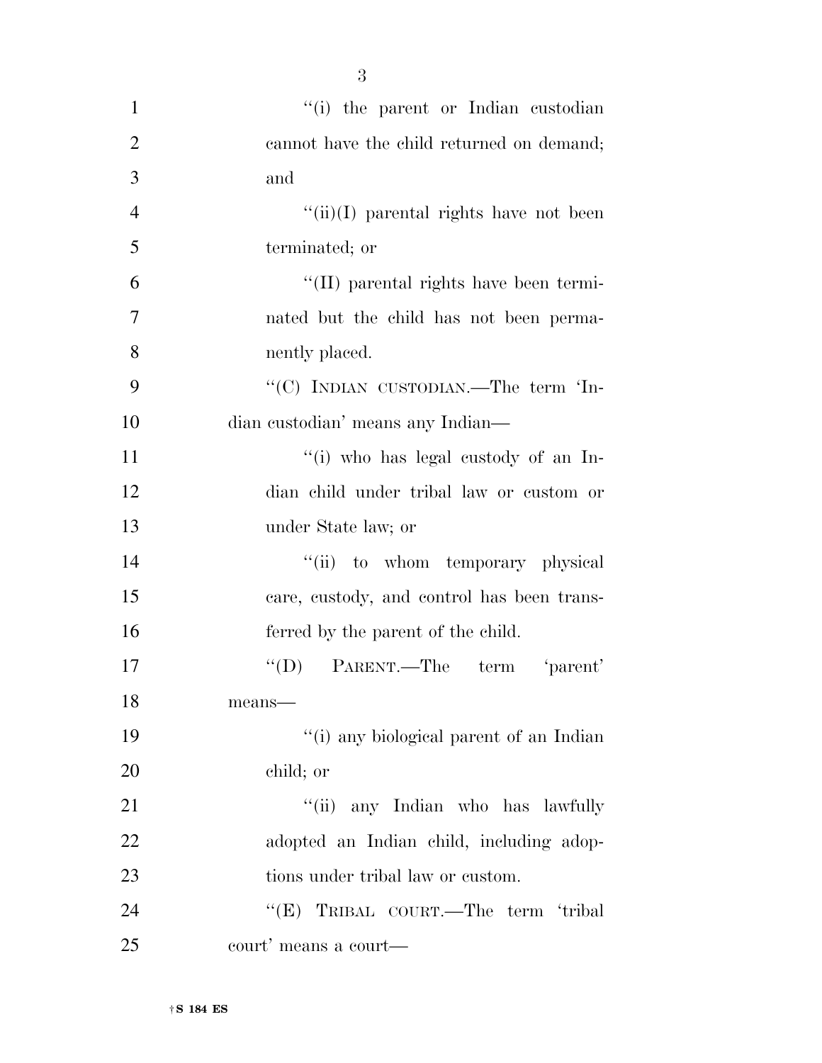"(i) the parent or Indian custodian cannot have the child returned on demand; and

"(ii)(I) parental rights have not been terminated; or

"(II) parental rights have been terminated but the child has not been permanently placed.

"(C) INDIAN CUSTODIAN.—The term 'Indian custodian' means any Indian—

"(i) who has legal custody of an Indian child under tribal law or custom or under State law; or

"(ii) to whom temporary physical care, custody, and control has been transferred by the parent of the child.

"(D) PARENT.—The term 'parent' means—

"(i) any biological parent of an Indian child; or

"(ii) any Indian who has lawfully adopted an Indian child, including adoptions under tribal law or custom.

"(E) TRIBAL COURT.—The term 'tribal court' means a court—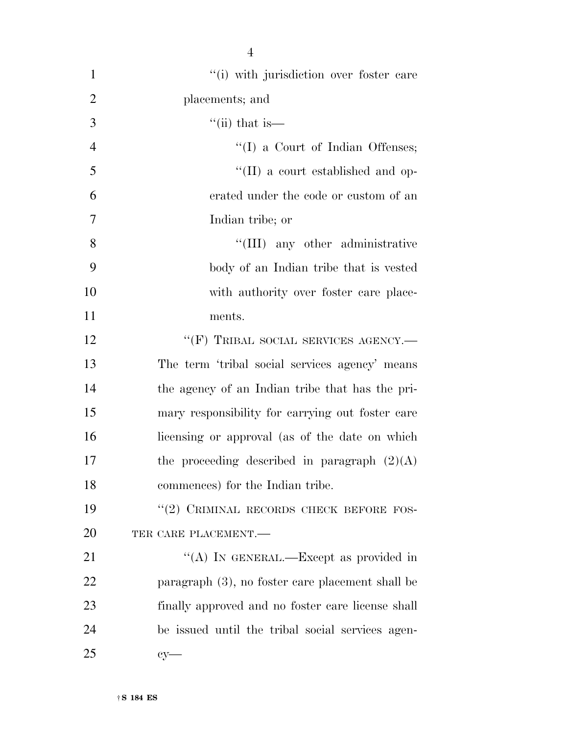''(i) with jurisdiction over foster care placements; and

''(ii) that is—

''(I) a Court of Indian Offenses;

''(II) a court established and operated under the code or custom of an Indian tribe; or

''(III) any other administrative body of an Indian tribe that is vested with authority over foster care placements.

''(F) TRIBAL SOCIAL SERVICES AGENCY.—The term 'tribal social services agency' means the agency of an Indian tribe that has the primary responsibility for carrying out foster care licensing or approval (as of the date on which the proceeding described in paragraph (2)(A) commences) for the Indian tribe.

''(2) CRIMINAL RECORDS CHECK BEFORE FOSTER CARE PLACEMENT.—

''(A) IN GENERAL.—Except as provided in paragraph (3), no foster care placement shall be finally approved and no foster care license shall be issued until the tribal social services agency—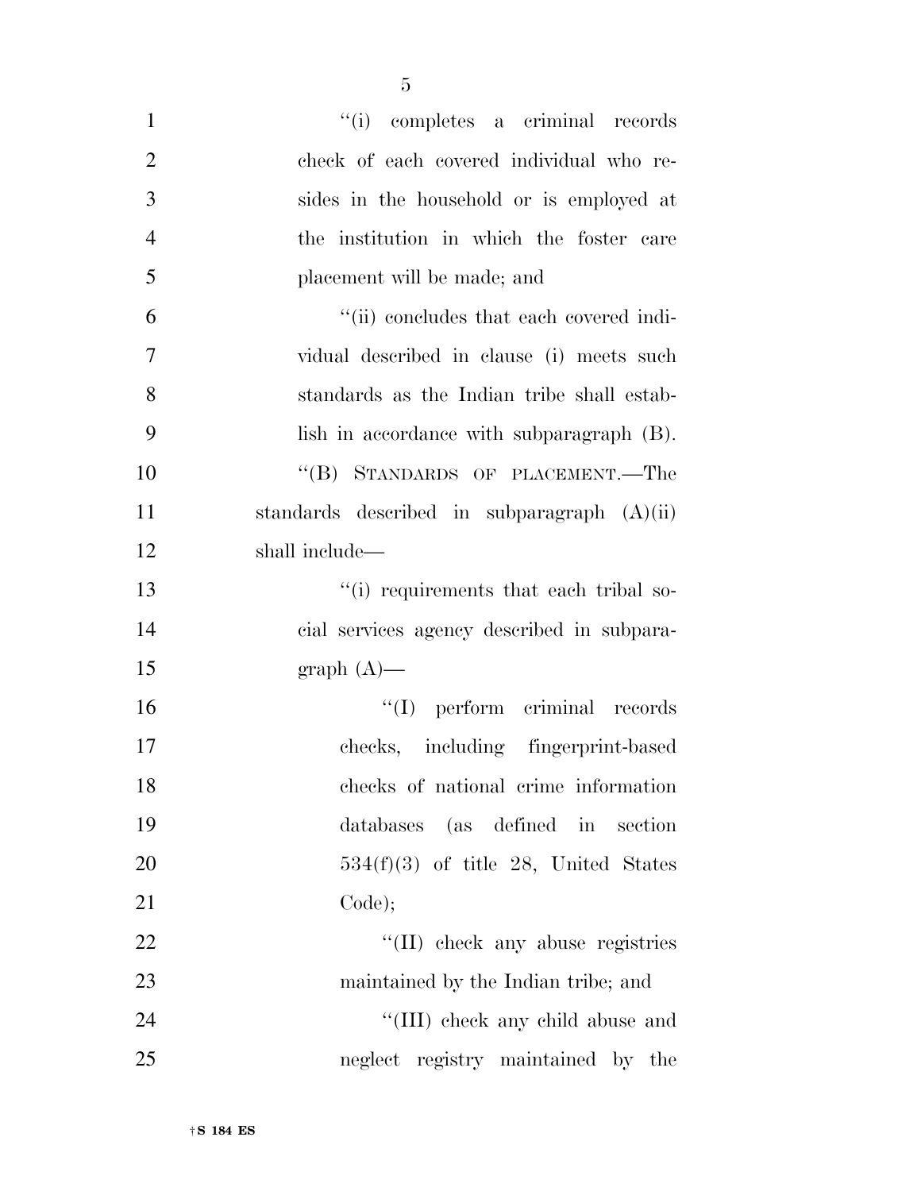"(i) completes a criminal records check of each covered individual who resides in the household or is employed at the institution in which the foster care placement will be made; and

"(ii) concludes that each covered individual described in clause (i) meets such standards as the Indian tribe shall establish in accordance with subparagraph (B).

"(B) STANDARDS OF PLACEMENT.—The standards described in subparagraph (A)(ii) shall include—

"(i) requirements that each tribal social services agency described in subparagraph (A)—

"(I) perform criminal records checks, including fingerprint-based checks of national crime information databases (as defined in section 534(f)(3) of title 28, United States Code);

"(II) check any abuse registries maintained by the Indian tribe; and

"(III) check any child abuse and neglect registry maintained by the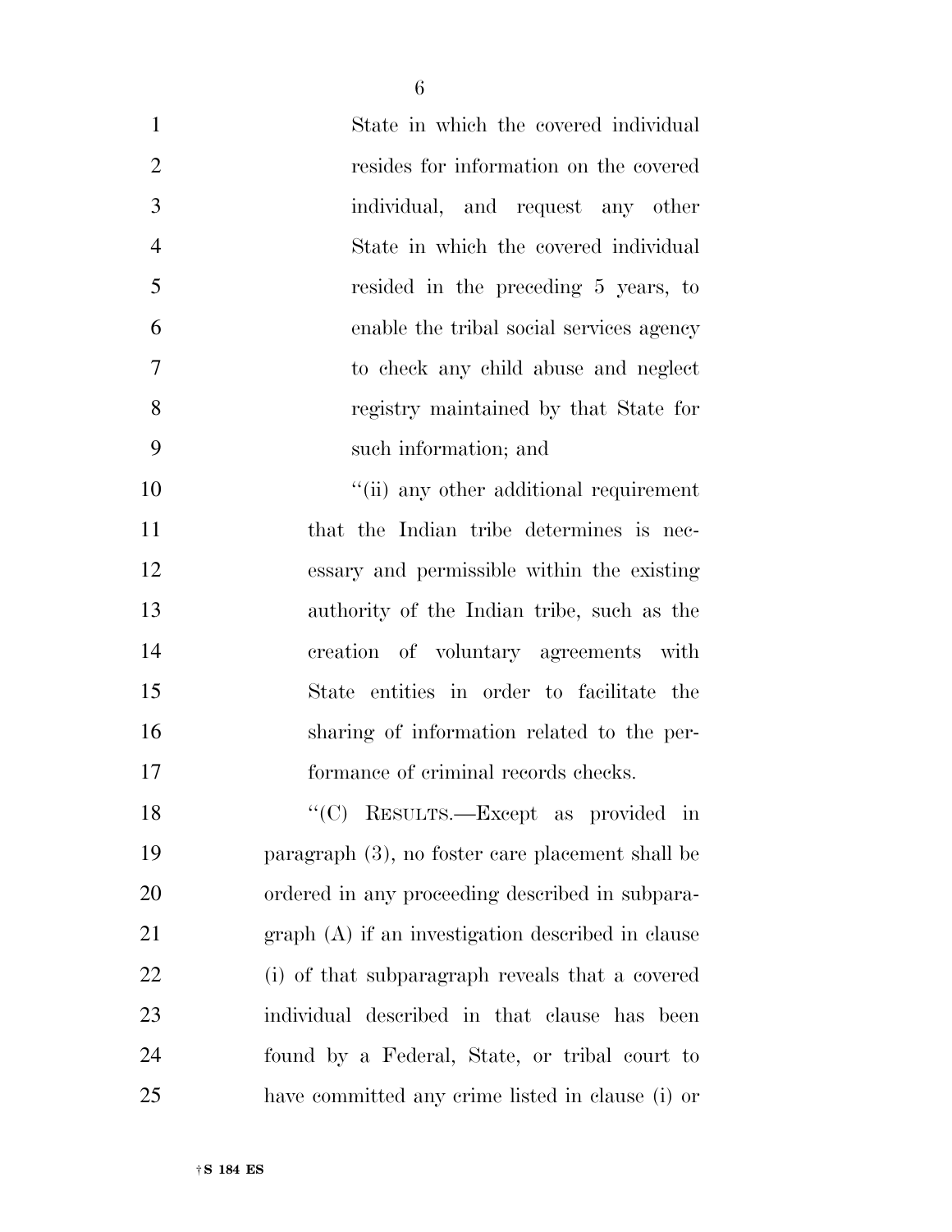State in which the covered individual resides for information on the covered individual, and request any other State in which the covered individual resided in the preceding 5 years, to enable the tribal social services agency to check any child abuse and neglect registry maintained by that State for such information; and

"(ii) any other additional requirement that the Indian tribe determines is necessary and permissible within the existing authority of the Indian tribe, such as the creation of voluntary agreements with State entities in order to facilitate the sharing of information related to the performance of criminal records checks.

"(C) RESULTS.—Except as provided in paragraph (3), no foster care placement shall be ordered in any proceeding described in subparagraph (A) if an investigation described in clause (i) of that subparagraph reveals that a covered individual described in that clause has been found by a Federal, State, or tribal court to have committed any crime listed in clause (i) or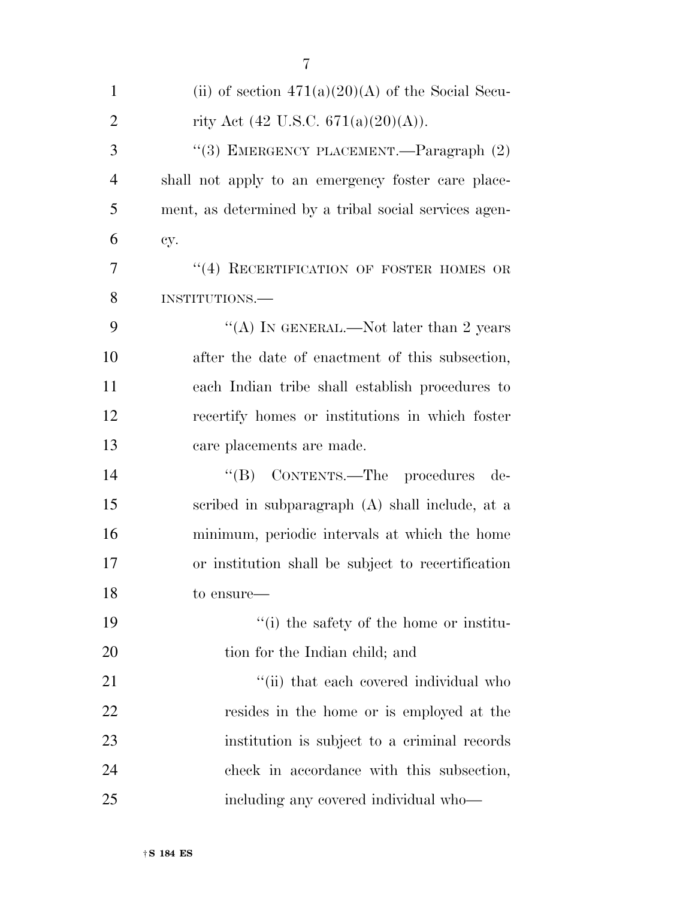(ii) of section 471(a)(20)(A) of the Social Security Act (42 U.S.C. 671(a)(20)(A)).

''(3) EMERGENCY PLACEMENT.—Paragraph (2) shall not apply to an emergency foster care placement, as determined by a tribal social services agency.

''(4) RECERTIFICATION OF FOSTER HOMES OR INSTITUTIONS.—

''(A) IN GENERAL.—Not later than 2 years after the date of enactment of this subsection, each Indian tribe shall establish procedures to recertify homes or institutions in which foster care placements are made.

''(B) CONTENTS.—The procedures described in subparagraph (A) shall include, at a minimum, periodic intervals at which the home or institution shall be subject to recertification to ensure—

''(i) the safety of the home or institution for the Indian child; and

''(ii) that each covered individual who resides in the home or is employed at the institution is subject to a criminal records check in accordance with this subsection, including any covered individual who—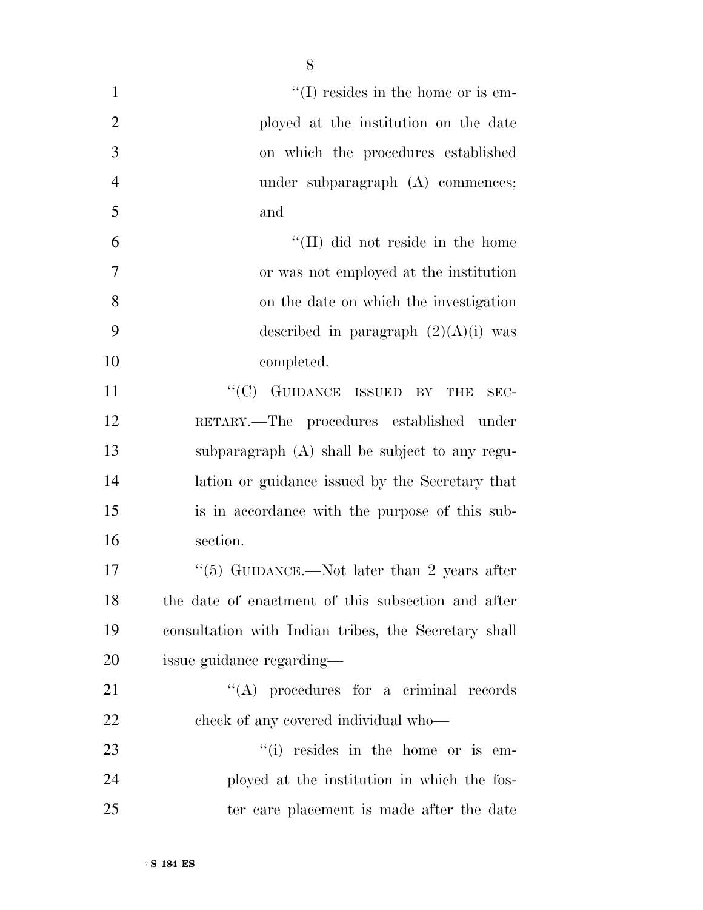"(I) resides in the home or is employed at the institution on the date on which the procedures established under subparagraph (A) commences; and

"(II) did not reside in the home or was not employed at the institution on the date on which the investigation described in paragraph (2)(A)(i) was completed.

"(C) GUIDANCE ISSUED BY THE SECRETARY.—The procedures established under subparagraph (A) shall be subject to any regulation or guidance issued by the Secretary that is in accordance with the purpose of this subsection.

"(5) GUIDANCE.—Not later than 2 years after the date of enactment of this subsection and after consultation with Indian tribes, the Secretary shall issue guidance regarding—

"(A) procedures for a criminal records check of any covered individual who—

"(i) resides in the home or is employed at the institution in which the foster care placement is made after the date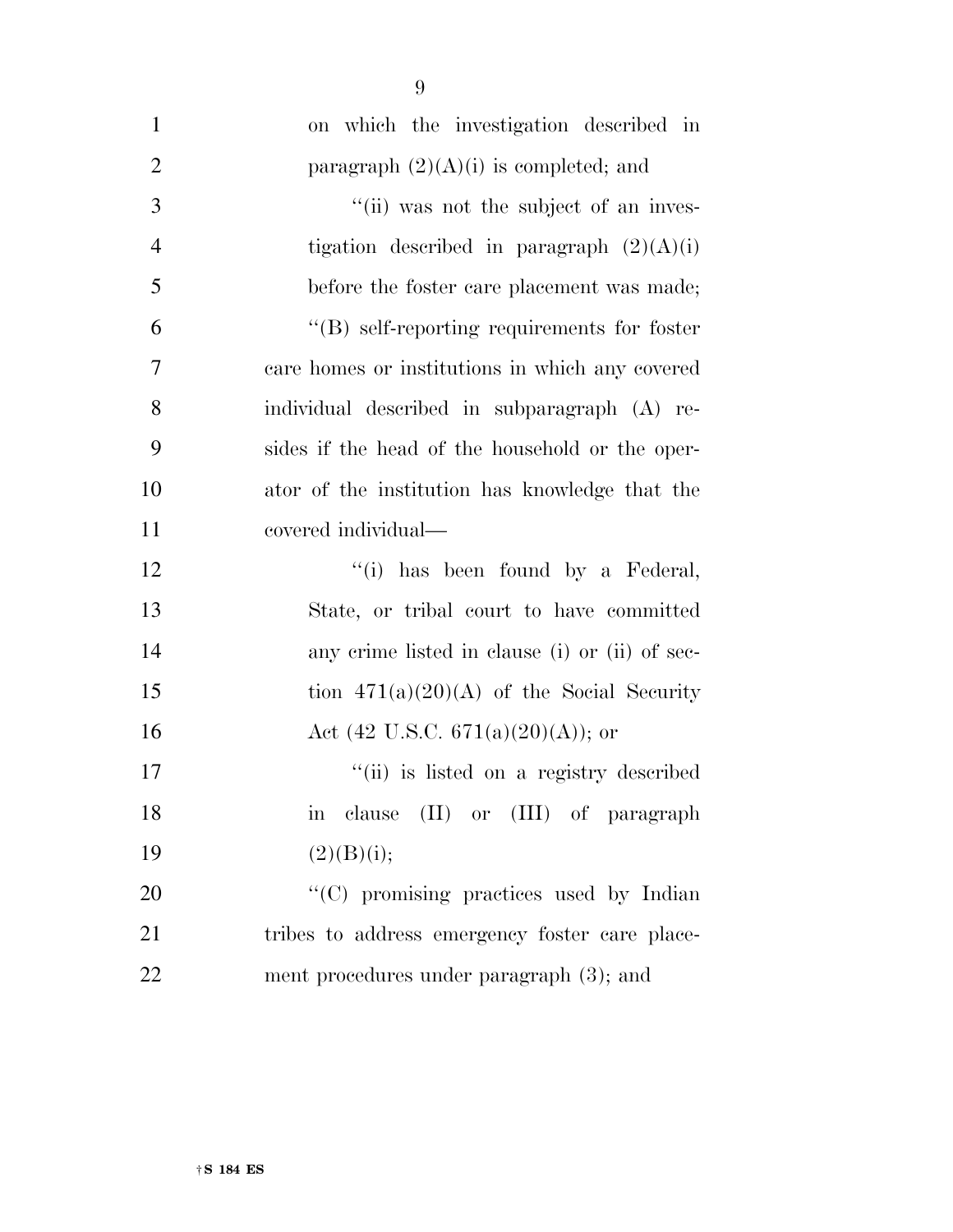on which the investigation described in paragraph (2)(A)(i) is completed; and

''(ii) was not the subject of an investigation described in paragraph (2)(A)(i) before the foster care placement was made;

''(B) self-reporting requirements for foster care homes or institutions in which any covered individual described in subparagraph (A) resides if the head of the household or the operator of the institution has knowledge that the covered individual—

''(i) has been found by a Federal, State, or tribal court to have committed any crime listed in clause (i) or (ii) of section 471(a)(20)(A) of the Social Security Act (42 U.S.C. 671(a)(20)(A)); or

''(ii) is listed on a registry described in clause (II) or (III) of paragraph (2)(B)(i);

''(C) promising practices used by Indian tribes to address emergency foster care placement procedures under paragraph (3); and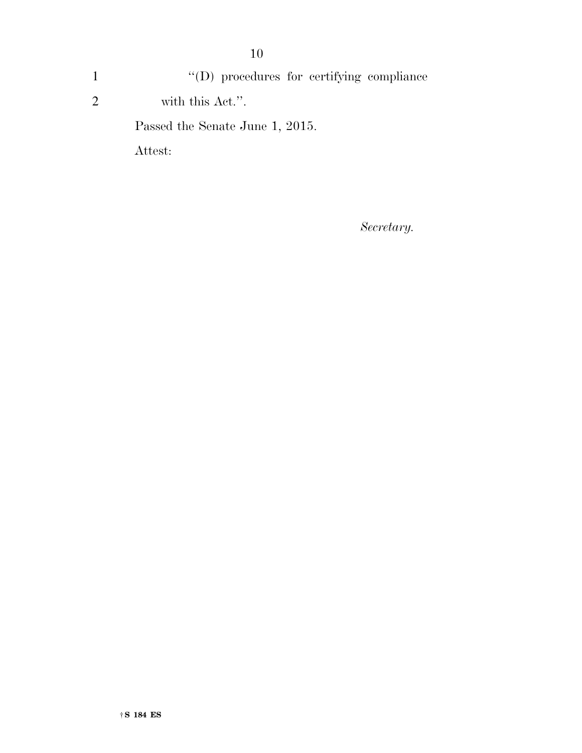"(D) procedures for certifying compliance with this Act.".

Passed the Senate June 1, 2015.

Attest:

*Secretary.*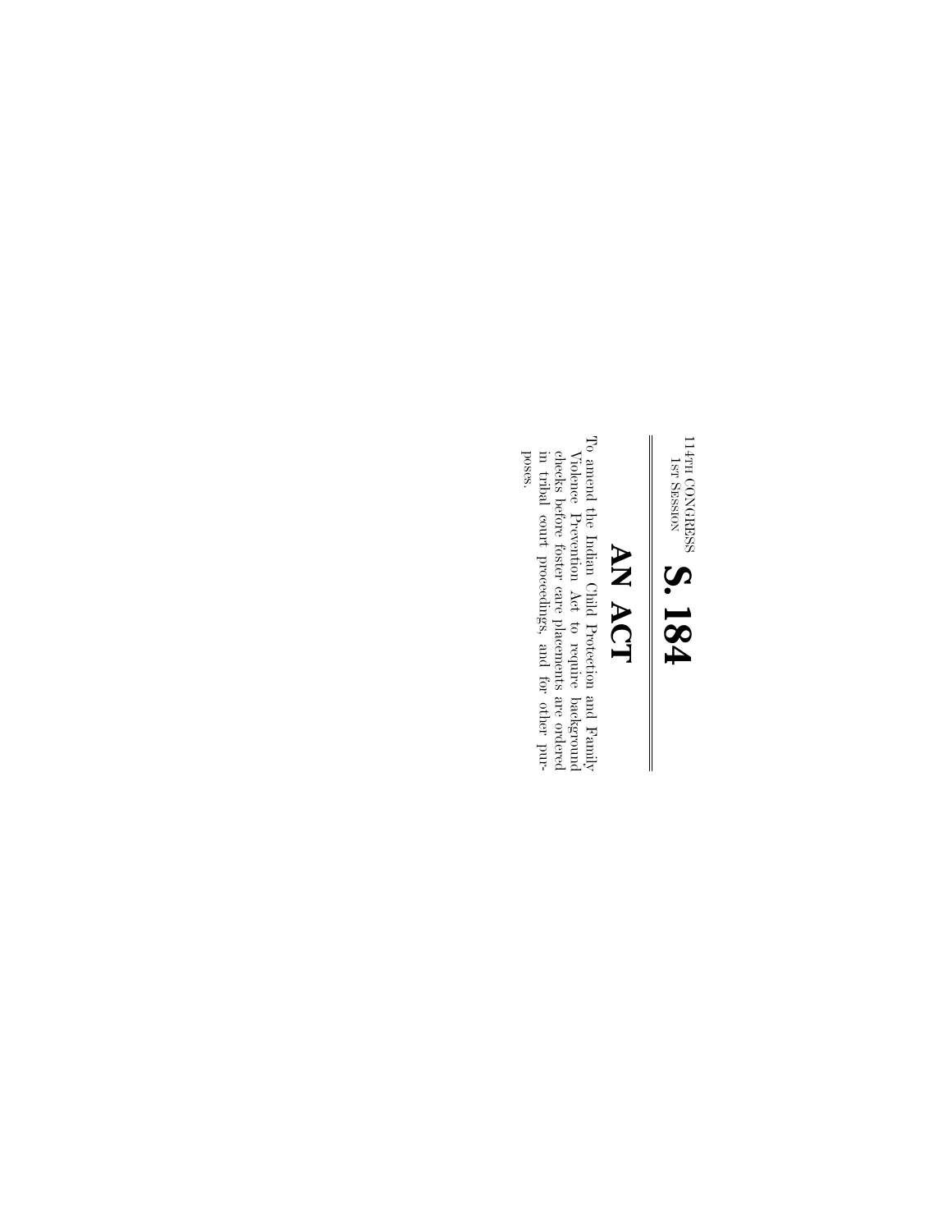114TH CONGRESS
1ST SESSION

# S. 184

# AN ACT

To amend the Indian Child Protection and Family Violence Prevention Act to require background checks before foster care placements are ordered in tribal court proceedings, and for other purposes.